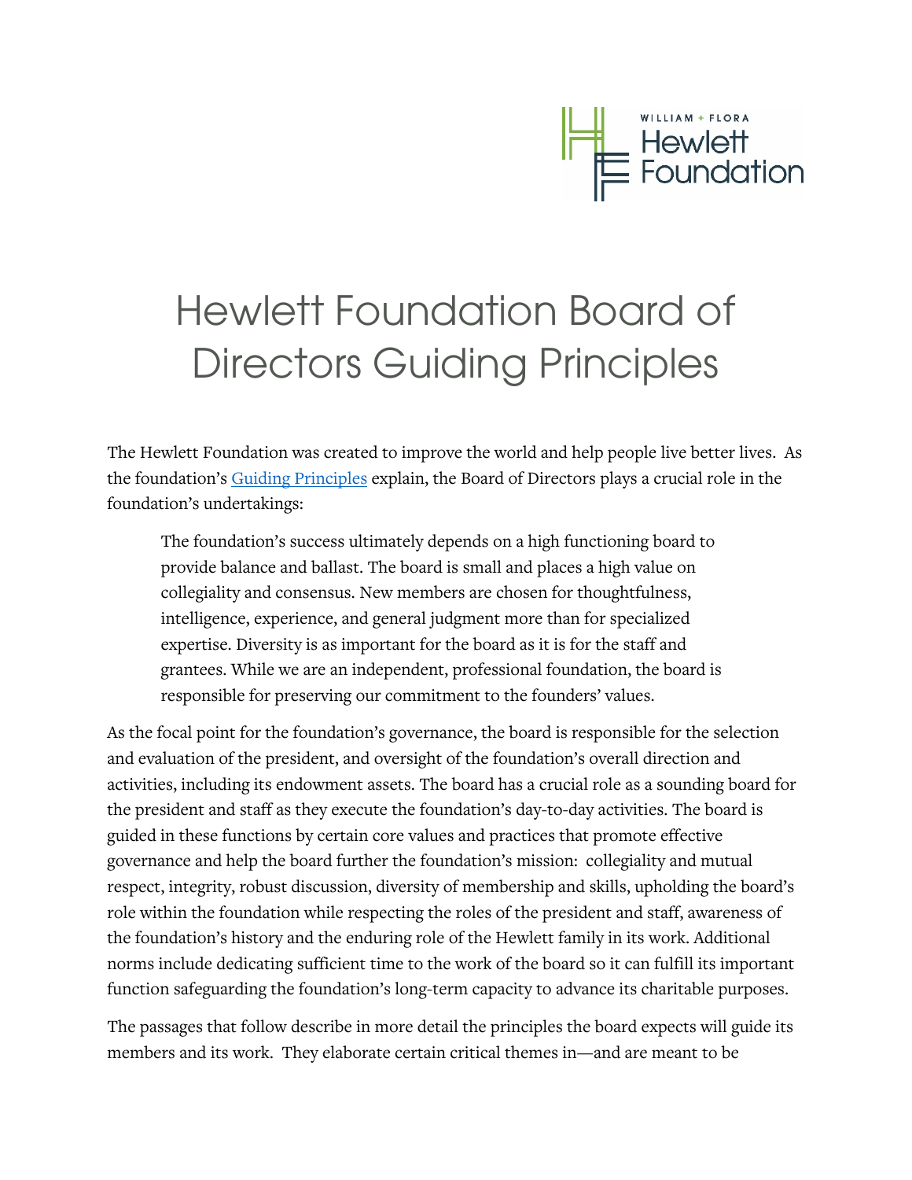# Hewlett Foundation Board of Directors Guiding Principles

The Hewlett Foundation was created to improve the world and help people live better lives. As the foundation's [Guiding Principles](#) explain, the Board of Directors plays a crucial role in the foundation's undertakings:

> The foundation's success ultimately depends on a high functioning board to provide balance and ballast. The board is small and places a high value on collegiality and consensus. New members are chosen for thoughtfulness, intelligence, experience, and general judgment more than for specialized expertise. Diversity is as important for the board as it is for the staff and grantees. While we are an independent, professional foundation, the board is responsible for preserving our commitment to the founders' values.

As the focal point for the foundation's governance, the board is responsible for the selection and evaluation of the president, and oversight of the foundation's overall direction and activities, including its endowment assets. The board has a crucial role as a sounding board for the president and staff as they execute the foundation's day-to-day activities. The board is guided in these functions by certain core values and practices that promote effective governance and help the board further the foundation's mission: collegiality and mutual respect, integrity, robust discussion, diversity of membership and skills, upholding the board's role within the foundation while respecting the roles of the president and staff, awareness of the foundation's history and the enduring role of the Hewlett family in its work. Additional norms include dedicating sufficient time to the work of the board so it can fulfill its important function safeguarding the foundation's long-term capacity to advance its charitable purposes.

The passages that follow describe in more detail the principles the board expects will guide its members and its work. They elaborate certain critical themes in—and are meant to be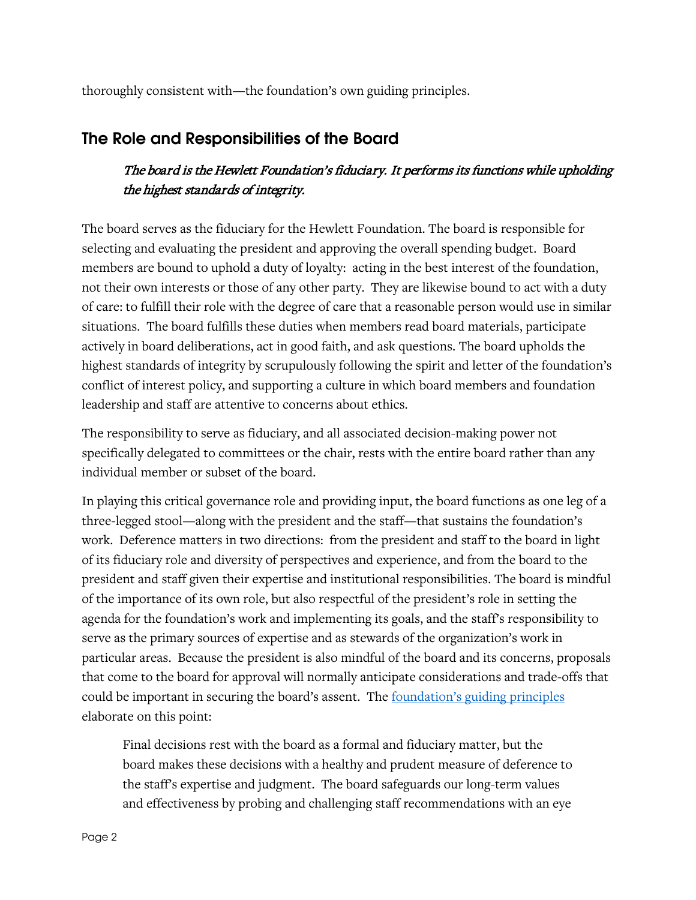thoroughly consistent with—the foundation's own guiding principles.

## The Role and Responsibilities of the Board

> *The board is the Hewlett Foundation's fiduciary. It performs its functions while upholding the highest standards of integrity.*

The board serves as the fiduciary for the Hewlett Foundation. The board is responsible for selecting and evaluating the president and approving the overall spending budget. Board members are bound to uphold a duty of loyalty: acting in the best interest of the foundation, not their own interests or those of any other party. They are likewise bound to act with a duty of care: to fulfill their role with the degree of care that a reasonable person would use in similar situations. The board fulfills these duties when members read board materials, participate actively in board deliberations, act in good faith, and ask questions. The board upholds the highest standards of integrity by scrupulously following the spirit and letter of the foundation's conflict of interest policy, and supporting a culture in which board members and foundation leadership and staff are attentive to concerns about ethics.

The responsibility to serve as fiduciary, and all associated decision-making power not specifically delegated to committees or the chair, rests with the entire board rather than any individual member or subset of the board.

In playing this critical governance role and providing input, the board functions as one leg of a three-legged stool—along with the president and the staff—that sustains the foundation's work. Deference matters in two directions: from the president and staff to the board in light of its fiduciary role and diversity of perspectives and experience, and from the board to the president and staff given their expertise and institutional responsibilities. The board is mindful of the importance of its own role, but also respectful of the president's role in setting the agenda for the foundation's work and implementing its goals, and the staff's responsibility to serve as the primary sources of expertise and as stewards of the organization's work in particular areas. Because the president is also mindful of the board and its concerns, proposals that come to the board for approval will normally anticipate considerations and trade-offs that could be important in securing the board's assent. The foundation's guiding principles elaborate on this point:

> Final decisions rest with the board as a formal and fiduciary matter, but the board makes these decisions with a healthy and prudent measure of deference to the staff's expertise and judgment. The board safeguards our long-term values and effectiveness by probing and challenging staff recommendations with an eye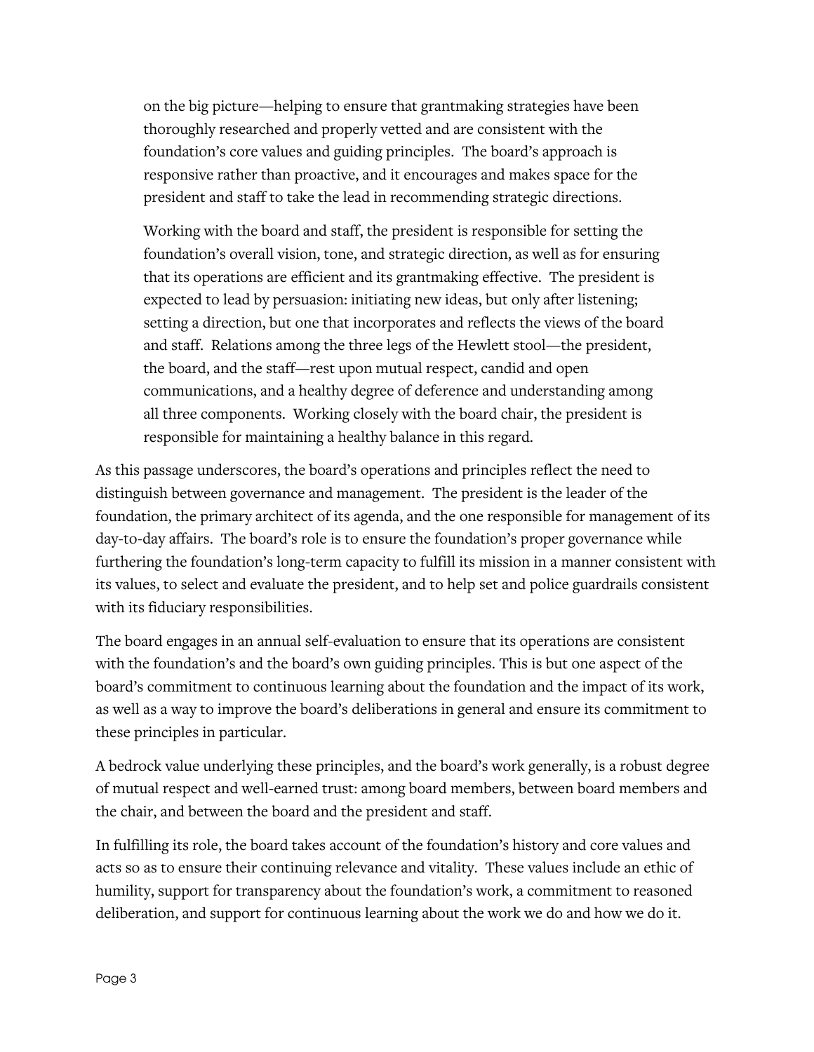> on the big picture—helping to ensure that grantmaking strategies have been thoroughly researched and properly vetted and are consistent with the foundation's core values and guiding principles. The board's approach is responsive rather than proactive, and it encourages and makes space for the president and staff to take the lead in recommending strategic directions.
>
> Working with the board and staff, the president is responsible for setting the foundation's overall vision, tone, and strategic direction, as well as for ensuring that its operations are efficient and its grantmaking effective. The president is expected to lead by persuasion: initiating new ideas, but only after listening; setting a direction, but one that incorporates and reflects the views of the board and staff. Relations among the three legs of the Hewlett stool—the president, the board, and the staff—rest upon mutual respect, candid and open communications, and a healthy degree of deference and understanding among all three components. Working closely with the board chair, the president is responsible for maintaining a healthy balance in this regard.

As this passage underscores, the board's operations and principles reflect the need to distinguish between governance and management. The president is the leader of the foundation, the primary architect of its agenda, and the one responsible for management of its day-to-day affairs. The board's role is to ensure the foundation's proper governance while furthering the foundation's long-term capacity to fulfill its mission in a manner consistent with its values, to select and evaluate the president, and to help set and police guardrails consistent with its fiduciary responsibilities.

The board engages in an annual self-evaluation to ensure that its operations are consistent with the foundation's and the board's own guiding principles. This is but one aspect of the board's commitment to continuous learning about the foundation and the impact of its work, as well as a way to improve the board's deliberations in general and ensure its commitment to these principles in particular.

A bedrock value underlying these principles, and the board's work generally, is a robust degree of mutual respect and well-earned trust: among board members, between board members and the chair, and between the board and the president and staff.

In fulfilling its role, the board takes account of the foundation's history and core values and acts so as to ensure their continuing relevance and vitality. These values include an ethic of humility, support for transparency about the foundation's work, a commitment to reasoned deliberation, and support for continuous learning about the work we do and how we do it.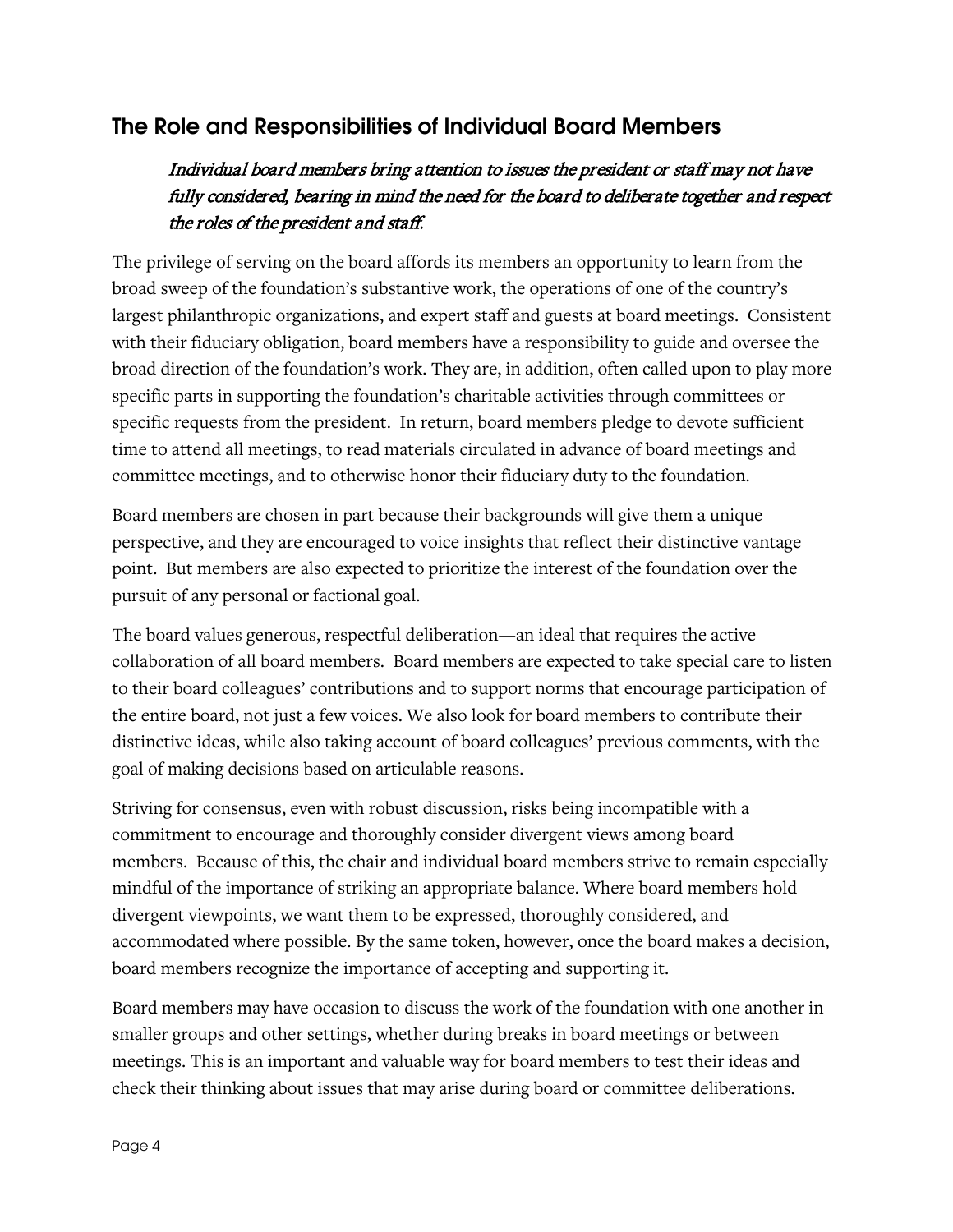## The Role and Responsibilities of Individual Board Members

*Individual board members bring attention to issues the president or staff may not have fully considered, bearing in mind the need for the board to deliberate together and respect the roles of the president and staff.*

The privilege of serving on the board affords its members an opportunity to learn from the broad sweep of the foundation's substantive work, the operations of one of the country's largest philanthropic organizations, and expert staff and guests at board meetings. Consistent with their fiduciary obligation, board members have a responsibility to guide and oversee the broad direction of the foundation's work. They are, in addition, often called upon to play more specific parts in supporting the foundation's charitable activities through committees or specific requests from the president. In return, board members pledge to devote sufficient time to attend all meetings, to read materials circulated in advance of board meetings and committee meetings, and to otherwise honor their fiduciary duty to the foundation.

Board members are chosen in part because their backgrounds will give them a unique perspective, and they are encouraged to voice insights that reflect their distinctive vantage point. But members are also expected to prioritize the interest of the foundation over the pursuit of any personal or factional goal.

The board values generous, respectful deliberation—an ideal that requires the active collaboration of all board members. Board members are expected to take special care to listen to their board colleagues' contributions and to support norms that encourage participation of the entire board, not just a few voices. We also look for board members to contribute their distinctive ideas, while also taking account of board colleagues' previous comments, with the goal of making decisions based on articulable reasons.

Striving for consensus, even with robust discussion, risks being incompatible with a commitment to encourage and thoroughly consider divergent views among board members. Because of this, the chair and individual board members strive to remain especially mindful of the importance of striking an appropriate balance. Where board members hold divergent viewpoints, we want them to be expressed, thoroughly considered, and accommodated where possible. By the same token, however, once the board makes a decision, board members recognize the importance of accepting and supporting it.

Board members may have occasion to discuss the work of the foundation with one another in smaller groups and other settings, whether during breaks in board meetings or between meetings. This is an important and valuable way for board members to test their ideas and check their thinking about issues that may arise during board or committee deliberations.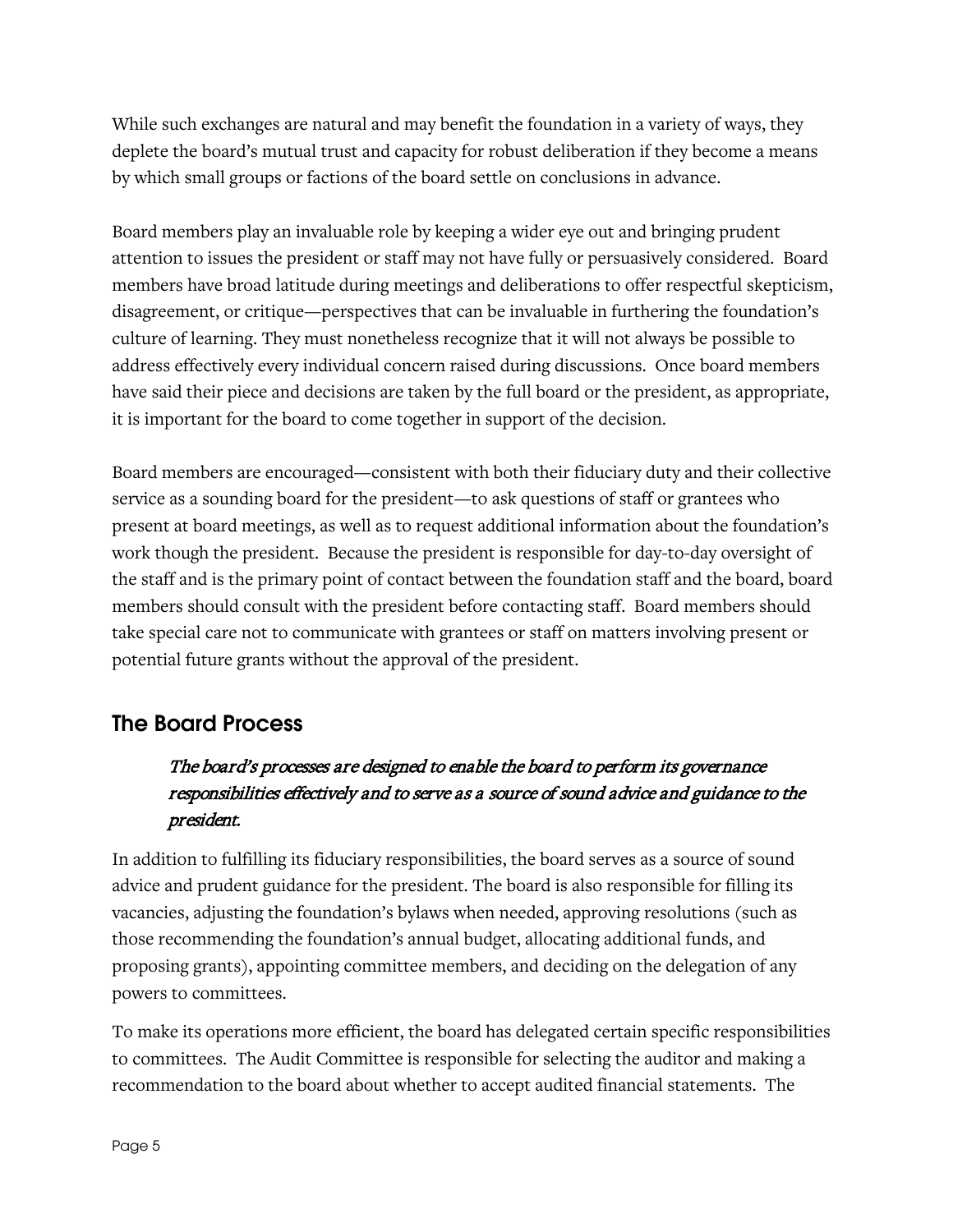While such exchanges are natural and may benefit the foundation in a variety of ways, they deplete the board's mutual trust and capacity for robust deliberation if they become a means by which small groups or factions of the board settle on conclusions in advance.

Board members play an invaluable role by keeping a wider eye out and bringing prudent attention to issues the president or staff may not have fully or persuasively considered. Board members have broad latitude during meetings and deliberations to offer respectful skepticism, disagreement, or critique—perspectives that can be invaluable in furthering the foundation's culture of learning. They must nonetheless recognize that it will not always be possible to address effectively every individual concern raised during discussions. Once board members have said their piece and decisions are taken by the full board or the president, as appropriate, it is important for the board to come together in support of the decision.

Board members are encouraged—consistent with both their fiduciary duty and their collective service as a sounding board for the president—to ask questions of staff or grantees who present at board meetings, as well as to request additional information about the foundation's work though the president. Because the president is responsible for day-to-day oversight of the staff and is the primary point of contact between the foundation staff and the board, board members should consult with the president before contacting staff. Board members should take special care not to communicate with grantees or staff on matters involving present or potential future grants without the approval of the president.

## The Board Process

> *The board's processes are designed to enable the board to perform its governance responsibilities effectively and to serve as a source of sound advice and guidance to the president.*

In addition to fulfilling its fiduciary responsibilities, the board serves as a source of sound advice and prudent guidance for the president. The board is also responsible for filling its vacancies, adjusting the foundation's bylaws when needed, approving resolutions (such as those recommending the foundation's annual budget, allocating additional funds, and proposing grants), appointing committee members, and deciding on the delegation of any powers to committees.

To make its operations more efficient, the board has delegated certain specific responsibilities to committees. The Audit Committee is responsible for selecting the auditor and making a recommendation to the board about whether to accept audited financial statements. The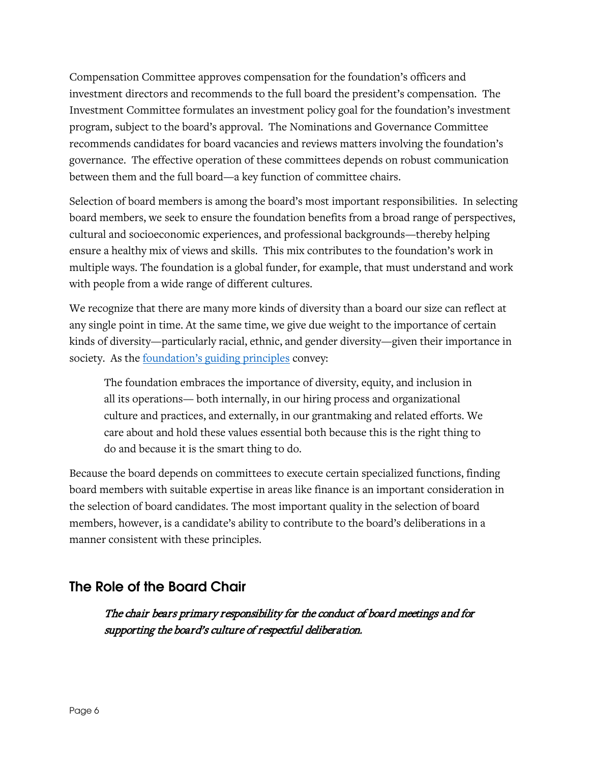Compensation Committee approves compensation for the foundation's officers and investment directors and recommends to the full board the president's compensation. The Investment Committee formulates an investment policy goal for the foundation's investment program, subject to the board's approval. The Nominations and Governance Committee recommends candidates for board vacancies and reviews matters involving the foundation's governance. The effective operation of these committees depends on robust communication between them and the full board—a key function of committee chairs.

Selection of board members is among the board's most important responsibilities. In selecting board members, we seek to ensure the foundation benefits from a broad range of perspectives, cultural and socioeconomic experiences, and professional backgrounds—thereby helping ensure a healthy mix of views and skills. This mix contributes to the foundation's work in multiple ways. The foundation is a global funder, for example, that must understand and work with people from a wide range of different cultures.

We recognize that there are many more kinds of diversity than a board our size can reflect at any single point in time. At the same time, we give due weight to the importance of certain kinds of diversity—particularly racial, ethnic, and gender diversity—given their importance in society. As the [foundation's guiding principles]() convey:

> The foundation embraces the importance of diversity, equity, and inclusion in all its operations— both internally, in our hiring process and organizational culture and practices, and externally, in our grantmaking and related efforts. We care about and hold these values essential both because this is the right thing to do and because it is the smart thing to do.

Because the board depends on committees to execute certain specialized functions, finding board members with suitable expertise in areas like finance is an important consideration in the selection of board candidates. The most important quality in the selection of board members, however, is a candidate's ability to contribute to the board's deliberations in a manner consistent with these principles.

## The Role of the Board Chair

> *The chair bears primary responsibility for the conduct of board meetings and for supporting the board's culture of respectful deliberation.*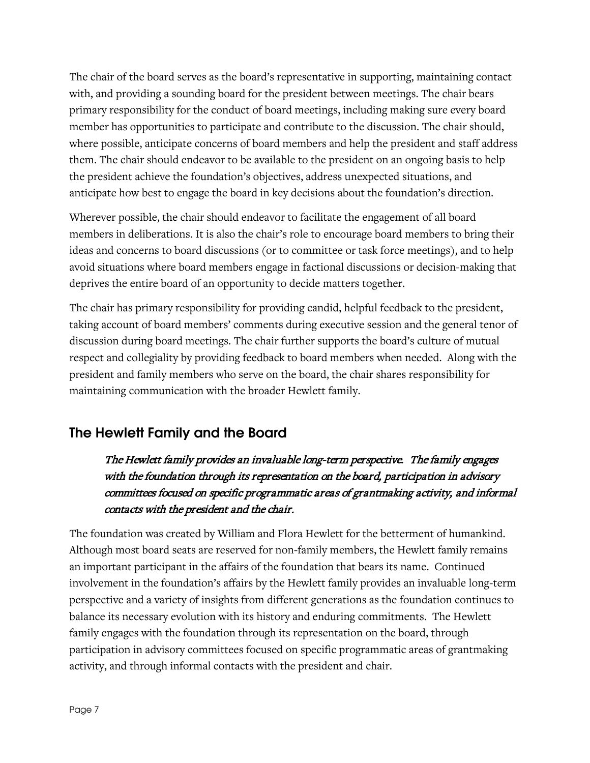The chair of the board serves as the board's representative in supporting, maintaining contact with, and providing a sounding board for the president between meetings. The chair bears primary responsibility for the conduct of board meetings, including making sure every board member has opportunities to participate and contribute to the discussion. The chair should, where possible, anticipate concerns of board members and help the president and staff address them. The chair should endeavor to be available to the president on an ongoing basis to help the president achieve the foundation's objectives, address unexpected situations, and anticipate how best to engage the board in key decisions about the foundation's direction.

Wherever possible, the chair should endeavor to facilitate the engagement of all board members in deliberations. It is also the chair's role to encourage board members to bring their ideas and concerns to board discussions (or to committee or task force meetings), and to help avoid situations where board members engage in factional discussions or decision-making that deprives the entire board of an opportunity to decide matters together.

The chair has primary responsibility for providing candid, helpful feedback to the president, taking account of board members' comments during executive session and the general tenor of discussion during board meetings. The chair further supports the board's culture of mutual respect and collegiality by providing feedback to board members when needed. Along with the president and family members who serve on the board, the chair shares responsibility for maintaining communication with the broader Hewlett family.

## The Hewlett Family and the Board

> *The Hewlett family provides an invaluable long-term perspective. The family engages with the foundation through its representation on the board, participation in advisory committees focused on specific programmatic areas of grantmaking activity, and informal contacts with the president and the chair.*

The foundation was created by William and Flora Hewlett for the betterment of humankind. Although most board seats are reserved for non-family members, the Hewlett family remains an important participant in the affairs of the foundation that bears its name. Continued involvement in the foundation's affairs by the Hewlett family provides an invaluable long-term perspective and a variety of insights from different generations as the foundation continues to balance its necessary evolution with its history and enduring commitments. The Hewlett family engages with the foundation through its representation on the board, through participation in advisory committees focused on specific programmatic areas of grantmaking activity, and through informal contacts with the president and chair.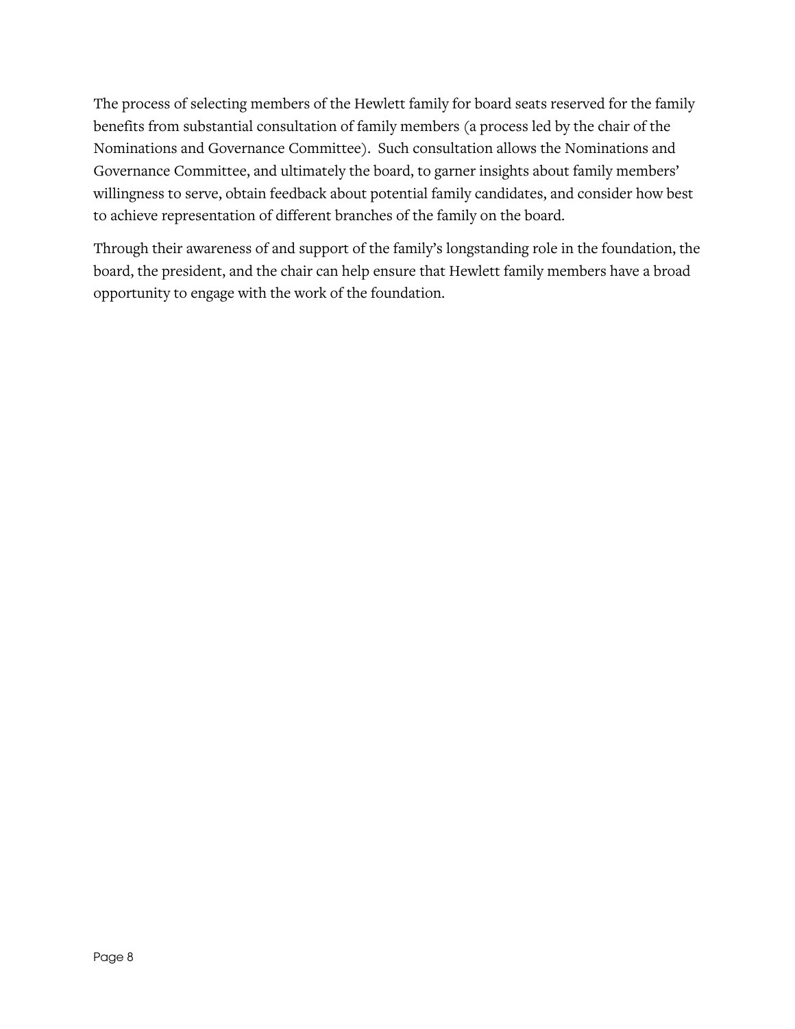The process of selecting members of the Hewlett family for board seats reserved for the family benefits from substantial consultation of family members (a process led by the chair of the Nominations and Governance Committee). Such consultation allows the Nominations and Governance Committee, and ultimately the board, to garner insights about family members' willingness to serve, obtain feedback about potential family candidates, and consider how best to achieve representation of different branches of the family on the board.

Through their awareness of and support of the family's longstanding role in the foundation, the board, the president, and the chair can help ensure that Hewlett family members have a broad opportunity to engage with the work of the foundation.